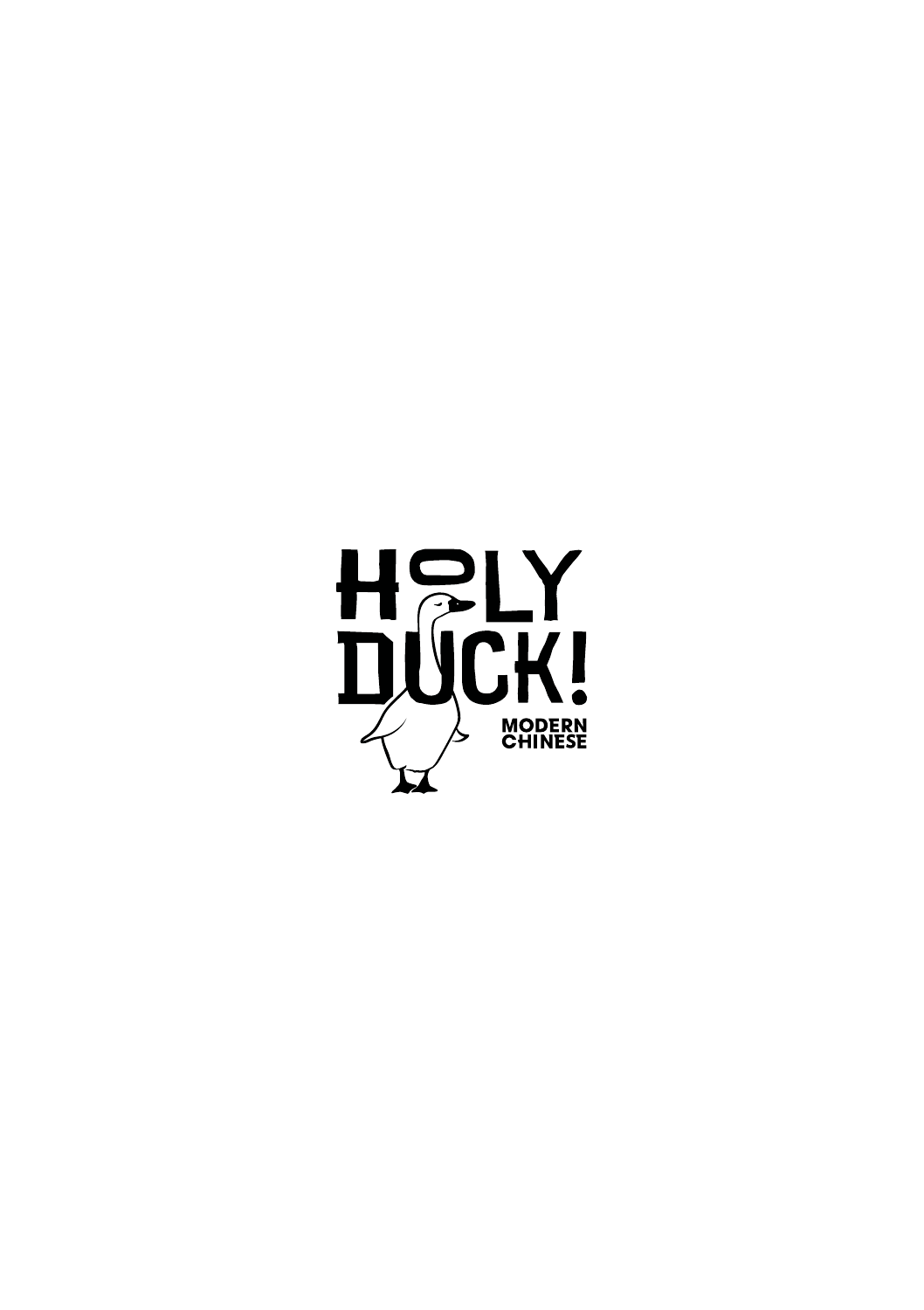# HOLY DUCK!

MODERN CHINESE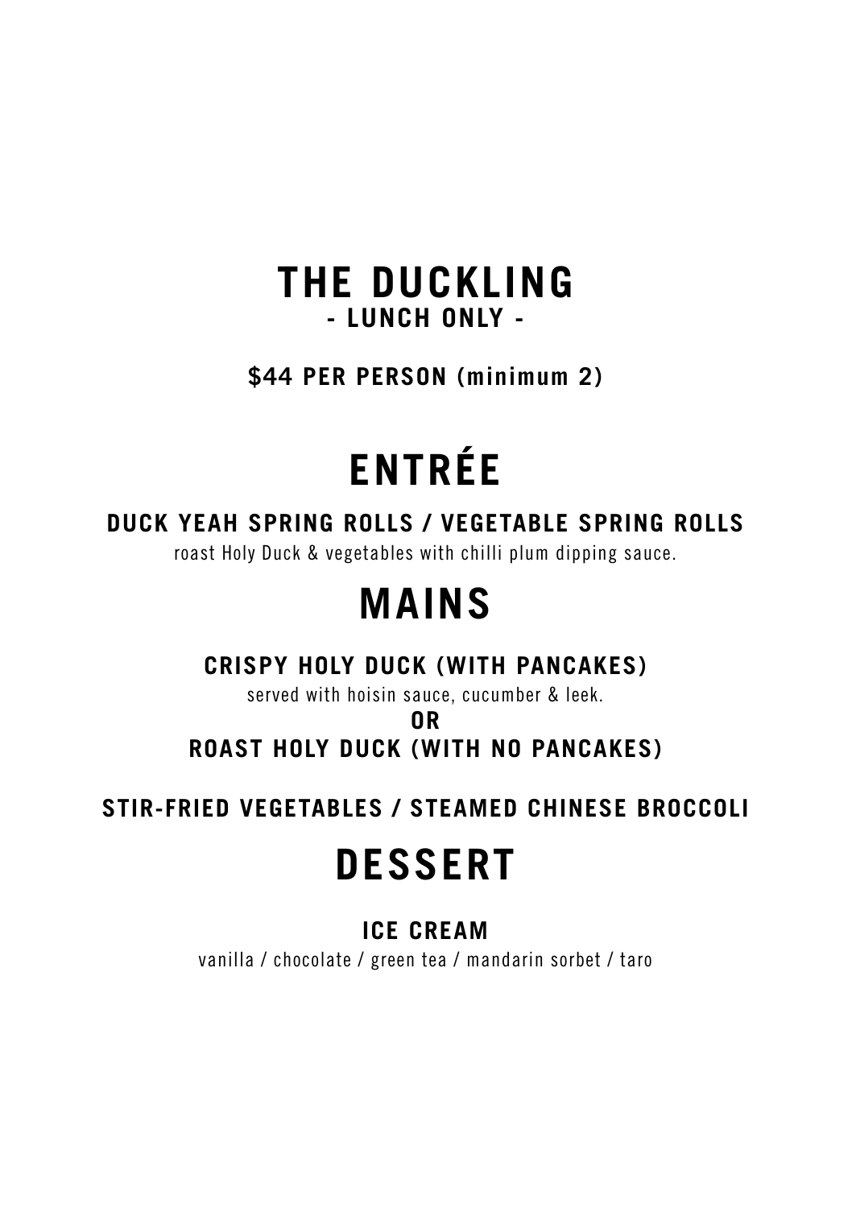# THE DUCKLING

**- LUNCH ONLY -**

**$44 PER PERSON (minimum 2)**

## ENTRÉE

**DUCK YEAH SPRING ROLLS / VEGETABLE SPRING ROLLS**

roast Holy Duck & vegetables with chilli plum dipping sauce.

## MAINS

**CRISPY HOLY DUCK (WITH PANCAKES)**

served with hoisin sauce, cucumber & leek.

**OR**

**ROAST HOLY DUCK (WITH NO PANCAKES)**

**STIR-FRIED VEGETABLES / STEAMED CHINESE BROCCOLI**

## DESSERT

**ICE CREAM**

vanilla / chocolate / green tea / mandarin sorbet / taro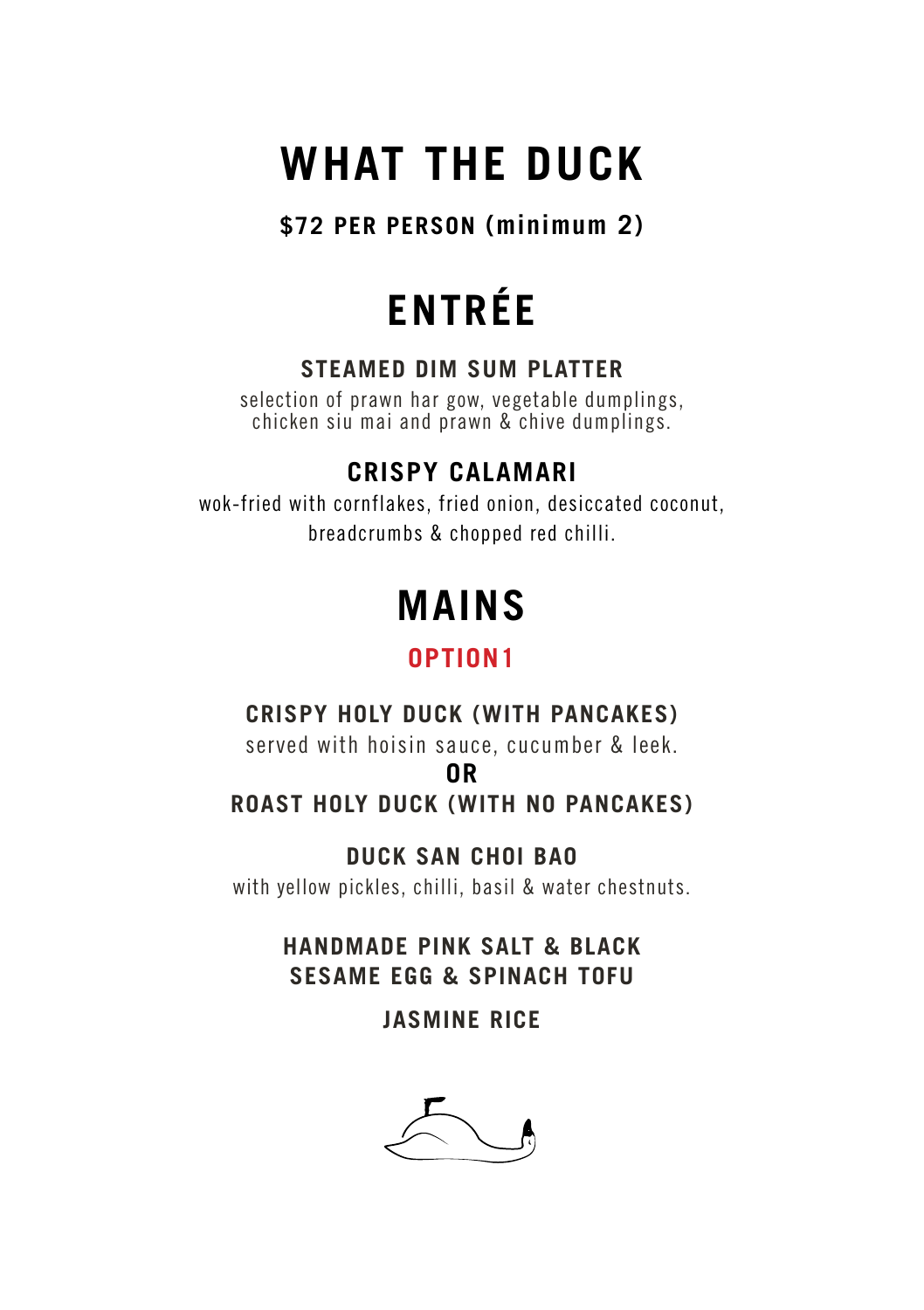# WHAT THE DUCK

**$72 PER PERSON (minimum 2)**

## ENTRÉE

### STEAMED DIM SUM PLATTER

selection of prawn har gow, vegetable dumplings, chicken siu mai and prawn & chive dumplings.

### CRISPY CALAMARI

wok-fried with cornflakes, fried onion, desiccated coconut, breadcrumbs & chopped red chilli.

## MAINS

### OPTION1

**CRISPY HOLY DUCK (WITH PANCAKES)**

served with hoisin sauce, cucumber & leek.

**OR**

**ROAST HOLY DUCK (WITH NO PANCAKES)**

**DUCK SAN CHOI BAO**

with yellow pickles, chilli, basil & water chestnuts.

**HANDMADE PINK SALT & BLACK SESAME EGG & SPINACH TOFU**

**JASMINE RICE**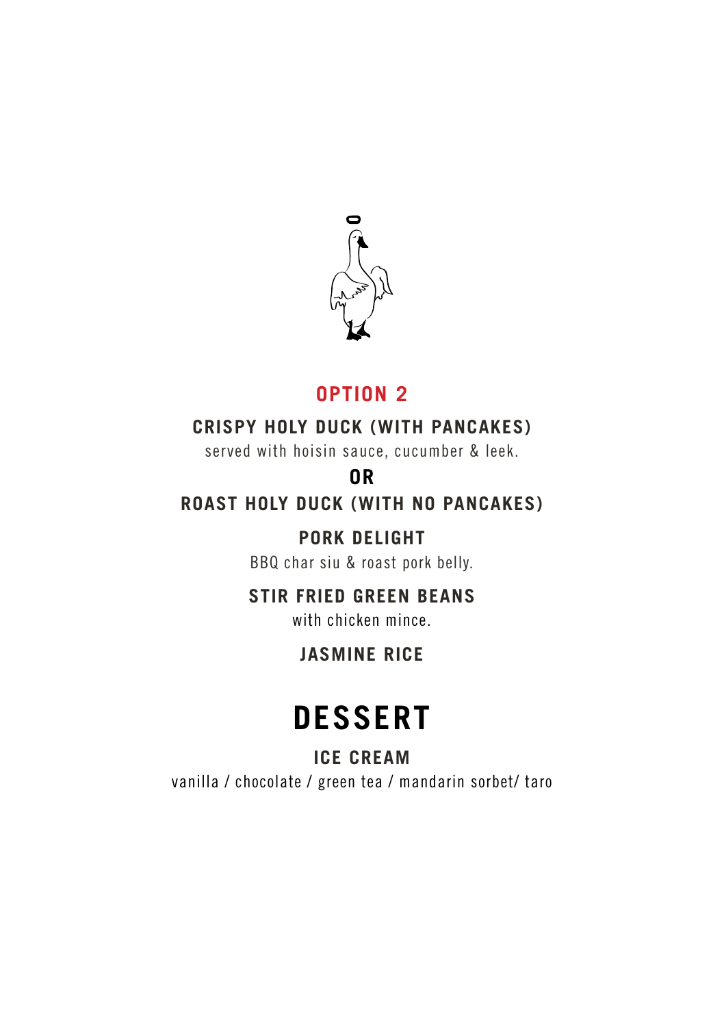## OPTION 2

**CRISPY HOLY DUCK (WITH PANCAKES)**
served with hoisin sauce, cucumber & leek.

**OR**

**ROAST HOLY DUCK (WITH NO PANCAKES)**

**PORK DELIGHT**
BBQ char siu & roast pork belly.

**STIR FRIED GREEN BEANS**
with chicken mince.

**JASMINE RICE**

# DESSERT

**ICE CREAM**
vanilla / chocolate / green tea / mandarin sorbet/ taro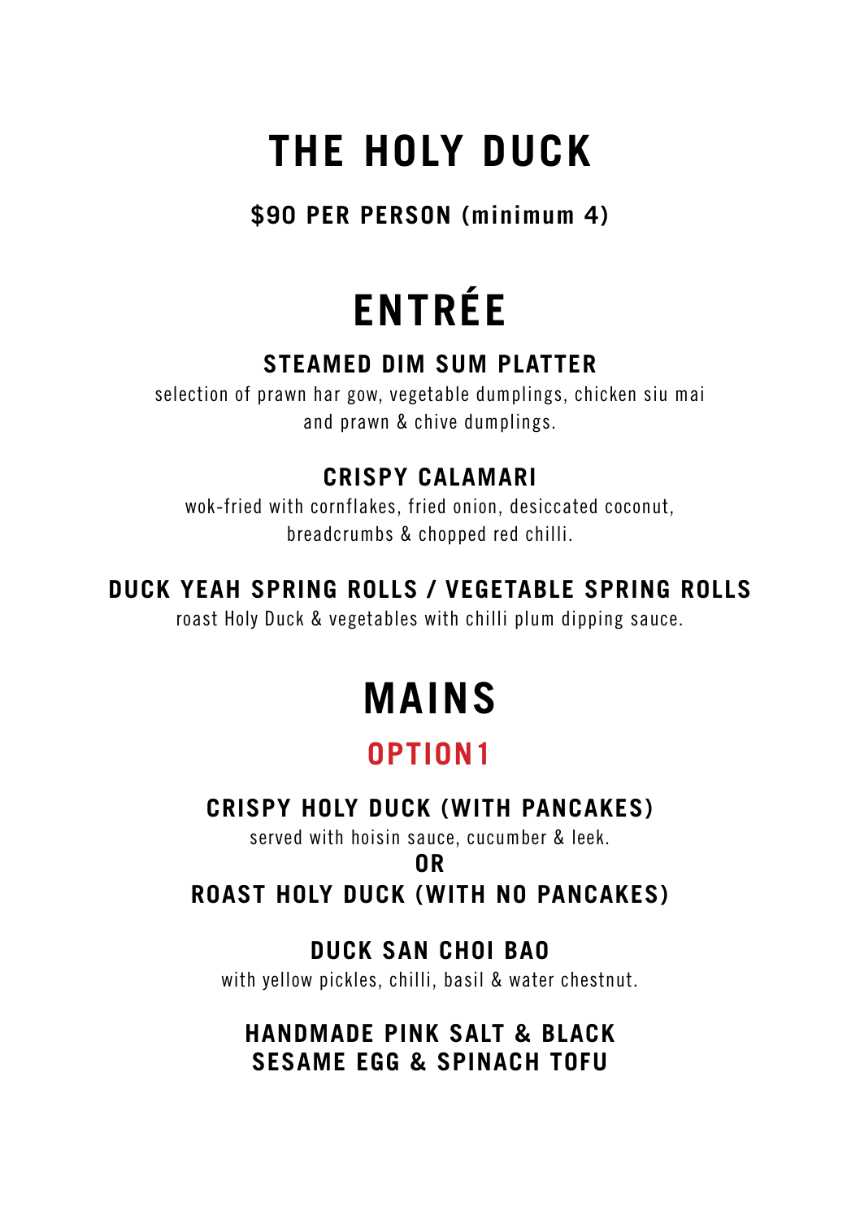# THE HOLY DUCK

**$90 PER PERSON (minimum 4)**

# ENTRÉE

### STEAMED DIM SUM PLATTER

selection of prawn har gow, vegetable dumplings, chicken siu mai and prawn & chive dumplings.

### CRISPY CALAMARI

wok-fried with cornflakes, fried onion, desiccated coconut, breadcrumbs & chopped red chilli.

### DUCK YEAH SPRING ROLLS / VEGETABLE SPRING ROLLS

roast Holy Duck & vegetables with chilli plum dipping sauce.

# MAINS

## OPTION1

### CRISPY HOLY DUCK (WITH PANCAKES)

served with hoisin sauce, cucumber & leek.

**OR**

### ROAST HOLY DUCK (WITH NO PANCAKES)

### DUCK SAN CHOI BAO

with yellow pickles, chilli, basil & water chestnut.

### HANDMADE PINK SALT & BLACK SESAME EGG & SPINACH TOFU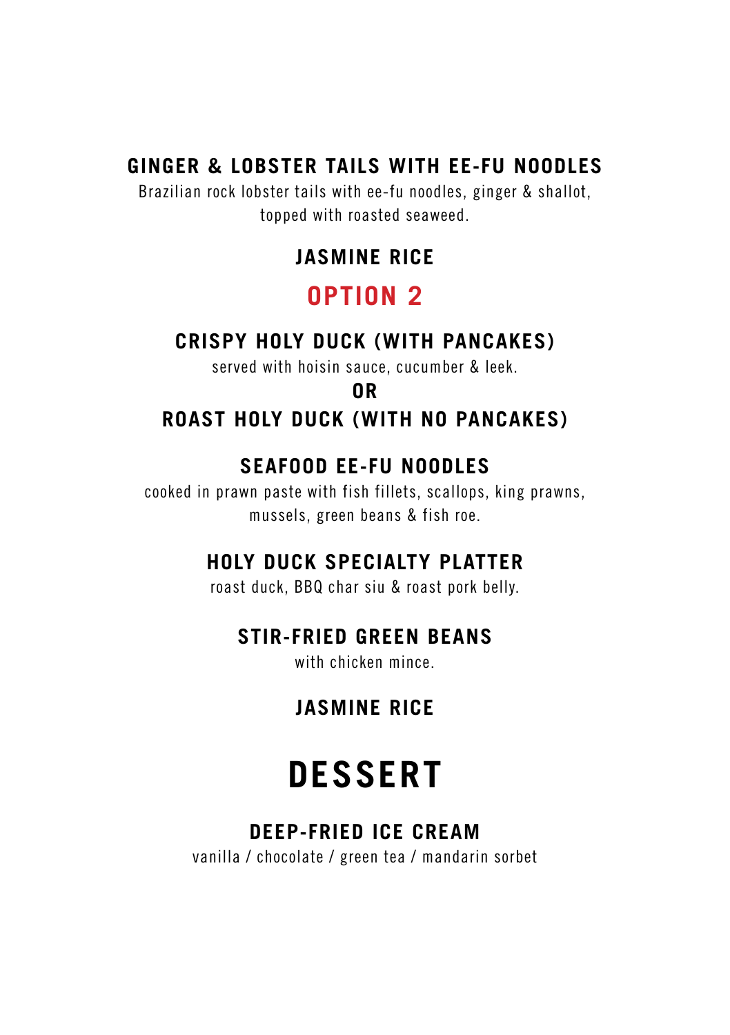### GINGER & LOBSTER TAILS WITH EE-FU NOODLES

Brazilian rock lobster tails with ee-fu noodles, ginger & shallot, topped with roasted seaweed.

### JASMINE RICE

## OPTION 2

### CRISPY HOLY DUCK (WITH PANCAKES)

served with hoisin sauce, cucumber & leek.

**OR**

### ROAST HOLY DUCK (WITH NO PANCAKES)

### SEAFOOD EE-FU NOODLES

cooked in prawn paste with fish fillets, scallops, king prawns, mussels, green beans & fish roe.

### HOLY DUCK SPECIALTY PLATTER

roast duck, BBQ char siu & roast pork belly.

### STIR-FRIED GREEN BEANS

with chicken mince.

### JASMINE RICE

# DESSERT

### DEEP-FRIED ICE CREAM

vanilla / chocolate / green tea / mandarin sorbet